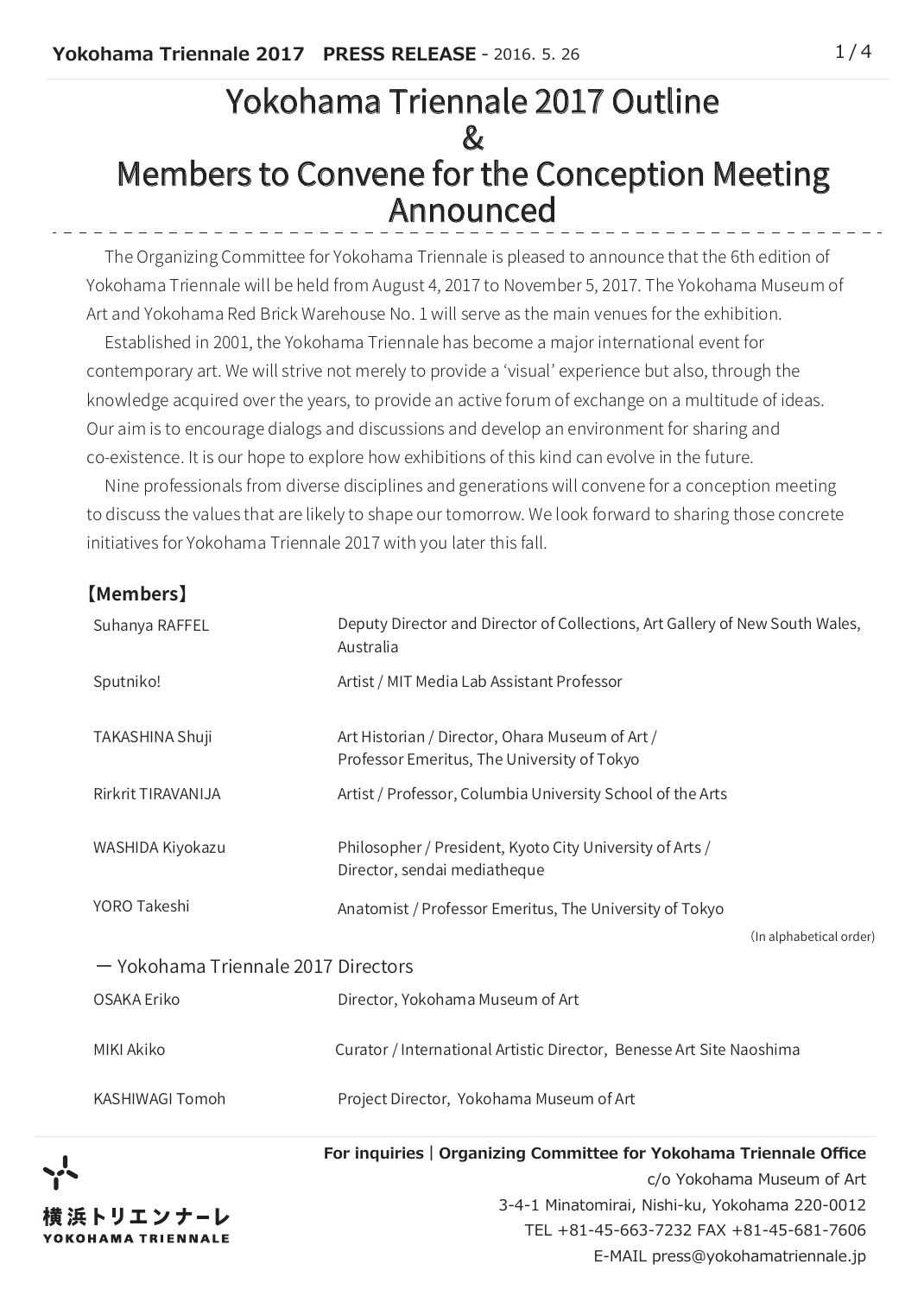# Yokohama Triennale 2017 Outline & Members to Convene for the Conception Meeting Announced

The Organizing Committee for Yokohama Triennale is pleased to announce that the 6th edition of Yokohama Triennale will be held from August 4, 2017 to November 5, 2017. The Yokohama Museum of Art and Yokohama Red Brick Warehouse No. 1 will serve as the main venues for the exhibition.

Established in 2001, the Yokohama Triennale has become a major international event for contemporary art. We will strive not merely to provide a 'visual' experience but also, through the knowledge acquired over the years, to provide an active forum of exchange on a multitude of ideas. Our aim is to encourage dialogs and discussions and develop an environment for sharing and co-existence. It is our hope to explore how exhibitions of this kind can evolve in the future.

Nine professionals from diverse disciplines and generations will convene for a conception meeting to discuss the values that are likely to shape our tomorrow. We look forward to sharing those concrete initiatives for Yokohama Triennale 2017 with you later this fall.

## 【Members】

| | |
|---|---|
| Suhanya RAFFEL | Deputy Director and Director of Collections, Art Gallery of New South Wales, Australia |
| Sputniko! | Artist / MIT Media Lab Assistant Professor |
| TAKASHINA Shuji | Art Historian / Director, Ohara Museum of Art / Professor Emeritus, The University of Tokyo |
| Rirkrit TIRAVANIJA | Artist / Professor, Columbia University School of the Arts |
| WASHIDA Kiyokazu | Philosopher / President, Kyoto City University of Arts / Director, sendai mediatheque |
| YORO Takeshi | Anatomist / Professor Emeritus, The University of Tokyo |

(In alphabetical order)

ー Yokohama Triennale 2017 Directors

| | |
|---|---|
| OSAKA Eriko | Director, Yokohama Museum of Art |
| MIKI Akiko | Curator / International Artistic Director, Benesse Art Site Naoshima |
| KASHIWAGI Tomoh | Project Director, Yokohama Museum of Art |

横浜トリエンナーレ
YOKOHAMA TRIENNALE

**For inquiries | Organizing Committee for Yokohama Triennale Office**
c/o Yokohama Museum of Art
3-4-1 Minatomirai, Nishi-ku, Yokohama 220-0012
TEL +81-45-663-7232 FAX +81-45-681-7606
E-MAIL press@yokohamatriennale.jp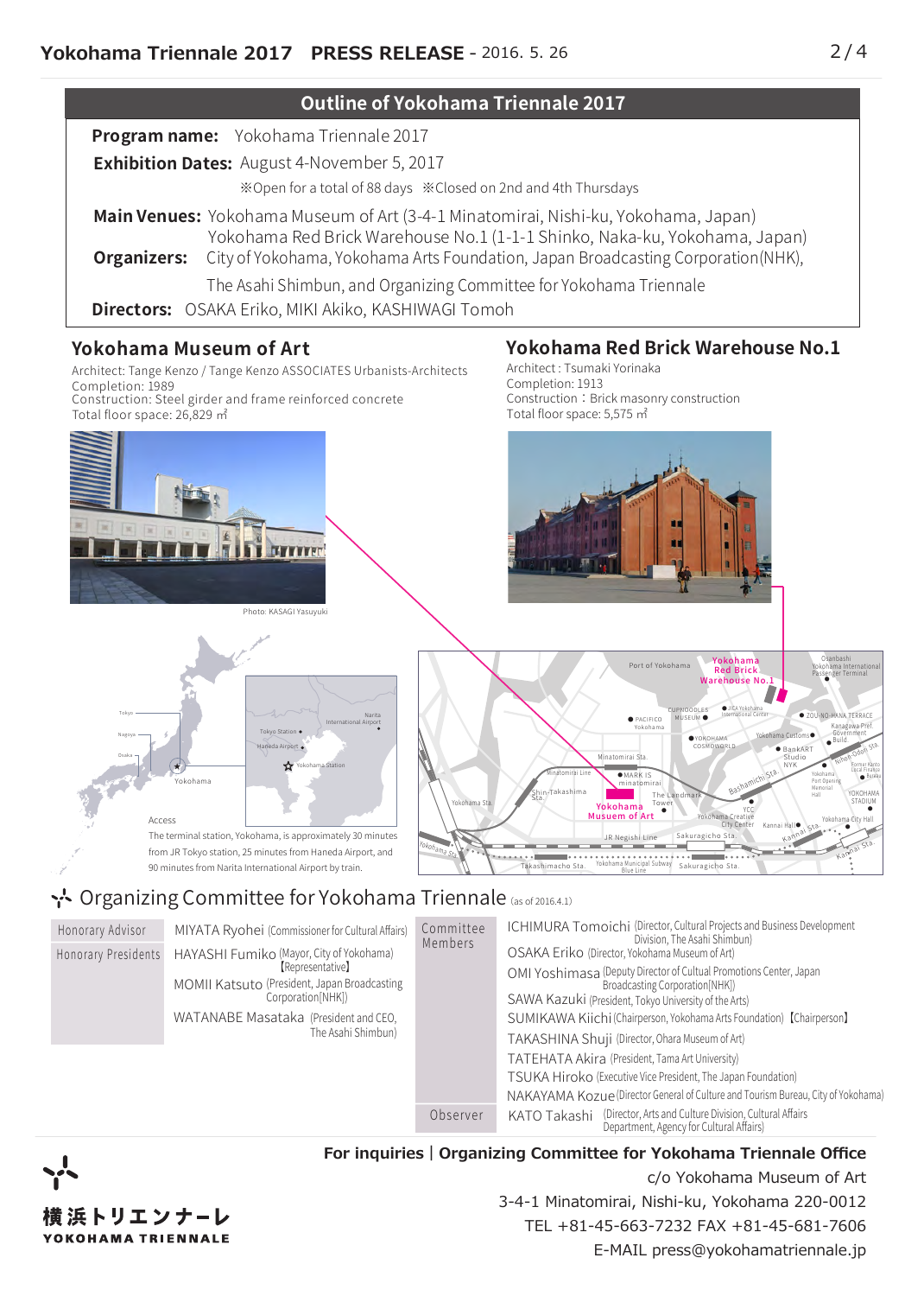## Outline of Yokohama Triennale 2017

**Program name:** Yokohama Triennale 2017

**Exhibition Dates:** August 4-November 5, 2017

※Open for a total of 88 days ※Closed on 2nd and 4th Thursdays

**Main Venues:** Yokohama Museum of Art (3-4-1 Minatomirai, Nishi-ku, Yokohama, Japan)
Yokohama Red Brick Warehouse No.1 (1-1-1 Shinko, Naka-ku, Yokohama, Japan)

**Organizers:** City of Yokohama, Yokohama Arts Foundation, Japan Broadcasting Corporation(NHK), The Asahi Shimbun, and Organizing Committee for Yokohama Triennale

**Directors:** OSAKA Eriko, MIKI Akiko, KASHIWAGI Tomoh

### Yokohama Museum of Art

Architect: Tange Kenzo / Tange Kenzo ASSOCIATES Urbanists-Architects
Completion: 1989
Construction: Steel girder and frame reinforced concrete
Total floor space: 26,829 ㎡

Photo: KASAGI Yasuyuki

### Yokohama Red Brick Warehouse No.1

Architect : Tsumaki Yorinaka
Completion: 1913
Construction：Brick masonry construction
Total floor space: 5,575 ㎡

Access

The terminal station, Yokohama, is approximately 30 minutes from JR Tokyo station, 25 minutes from Haneda Airport, and 90 minutes from Narita International Airport by train.

## Organizing Committee for Yokohama Triennale (as of 2016.4.1)

| Role | Name |
|---|---|
| Honorary Advisor | MIYATA Ryohei (Commissioner for Cultural Affairs) |
| Honorary Presidents | HAYASHI Fumiko (Mayor, City of Yokohama) 【Representative】 |
| | MOMII Katsuto (President, Japan Broadcasting Corporation[NHK]) |
| | WATANABE Masataka (President and CEO, The Asahi Shimbun) |
| Committee Members | ICHIMURA Tomoichi (Director, Cultural Projects and Business Development Division, The Asahi Shimbun) |
| | OSAKA Eriko (Director, Yokohama Museum of Art) |
| | OMI Yoshimasa (Deputy Director of Cultural Promotions Center, Japan Broadcasting Corporation[NHK]) |
| | SAWA Kazuki (President, Tokyo University of the Arts) |
| | SUMIKAWA Kiichi (Chairperson, Yokohama Arts Foundation) 【Chairperson】 |
| | TAKASHINA Shuji (Director, Ohara Museum of Art) |
| | TATEHATA Akira (President, Tama Art University) |
| | TSUKA Hiroko (Executive Vice President, The Japan Foundation) |
| | NAKAYAMA Kozue (Director General of Culture and Tourism Bureau, City of Yokohama) |
| Observer | KATO Takashi (Director, Arts and Culture Division, Cultural Affairs Department, Agency for Cultural Affairs) |

**For inquiries | Organizing Committee for Yokohama Triennale Office**
c/o Yokohama Museum of Art
3-4-1 Minatomirai, Nishi-ku, Yokohama 220-0012
TEL +81-45-663-7232 FAX +81-45-681-7606
E-MAIL press@yokohamatriennale.jp

横浜トリエンナーレ
YOKOHAMA TRIENNALE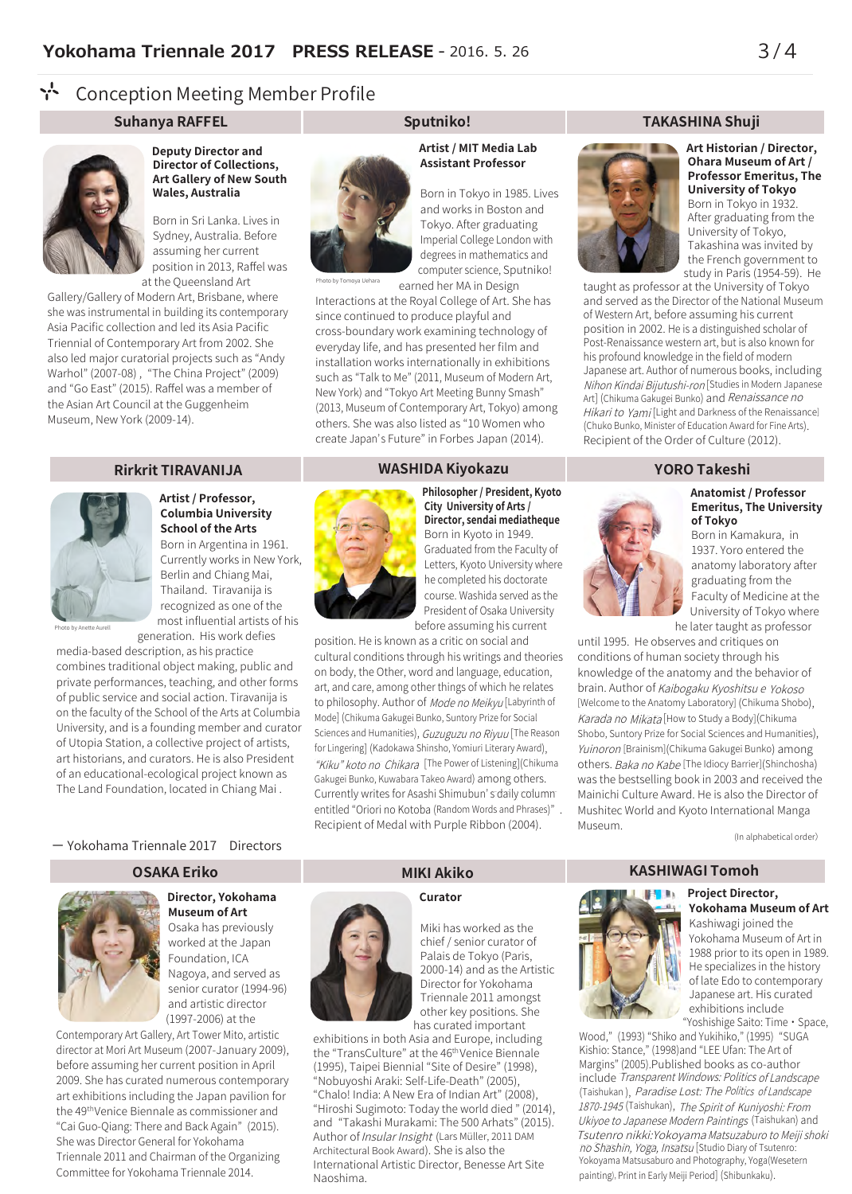## Conception Meeting Member Profile

### Suhanya RAFFEL

**Deputy Director and Director of Collections, Art Gallery of New South Wales, Australia**

Born in Sri Lanka. Lives in Sydney, Australia. Before assuming her current position in 2013, Raffel was at the Queensland Art Gallery/Gallery of Modern Art, Brisbane, where she was instrumental in building its contemporary Asia Pacific collection and led its Asia Pacific Triennial of Contemporary Art from 2002. She also led major curatorial projects such as "Andy Warhol" (2007-08), "The China Project" (2009) and "Go East" (2015). Raffel was a member of the Asian Art Council at the Guggenheim Museum, New York (2009-14).

### Sputniko!

**Artist / MIT Media Lab Assistant Professor**

Photo by Tomoya Uehara

Born in Tokyo in 1985. Lives and works in Boston and Tokyo. After graduating Imperial College London with degrees in mathematics and computer science, Sputniko! earned her MA in Design Interactions at the Royal College of Art. She has since continued to produce playful and cross-boundary work examining technology of everyday life, and has presented her film and installation works internationally in exhibitions such as "Talk to Me" (2011, Museum of Modern Art, New York) and "Tokyo Art Meeting Bunny Smash" (2013, Museum of Contemporary Art, Tokyo) among others. She was also listed as "10 Women who create Japan's Future" in Forbes Japan (2014).

### TAKASHINA Shuji

**Art Historian / Director, Ohara Museum of Art / Professor Emeritus, The University of Tokyo**

Born in Tokyo in 1932. After graduating from the University of Tokyo, Takashina was invited by the French government to study in Paris (1954-59). He taught as professor at the University of Tokyo and served as the Director of the National Museum of Western Art, before assuming his current position in 2002. He is a distinguished scholar of Post-Renaissance western art, but is also known for his profound knowledge in the field of modern Japanese art. Author of numerous books, including *Nihon Kindai Bijutushi-ron* [Studies in Modern Japanese Art] (Chikuma Gakugei Bunko) and *Renaissance no Hikari to Yami* [Light and Darkness of the Renaissance] (Chuko Bunko, Minister of Education Award for Fine Arts). Recipient of the Order of Culture (2012).

### Rirkrit TIRAVANIJA

**Artist / Professor, Columbia University School of the Arts**

Photo by Anette Aurell

Born in Argentina in 1961. Currently works in New York, Berlin and Chiang Mai, Thailand. Tiravanija is recognized as one of the most influential artists of his generation. His work defies media-based description, as his practice combines traditional object making, public and private performances, teaching, and other forms of public service and social action. Tiravanija is on the faculty of the School of the Arts at Columbia University, and is a founding member and curator of Utopia Station, a collective project of artists, art historians, and curators. He is also President of an educational-ecological project known as The Land Foundation, located in Chiang Mai .

### WASHIDA Kiyokazu

**Philosopher / President, Kyoto City University of Arts / Director, sendai mediatheque**

Born in Kyoto in 1949. Graduated from the Faculty of Letters, Kyoto University where he completed his doctorate course. Washida served as the President of Osaka University before assuming his current position. He is known as a critic on social and cultural conditions through his writings and theories on body, the Other, word and language, education, art, and care, among other things of which he relates to philosophy. Author of *Mode no Meikyu* [Labyrinth of Mode] (Chikuma Gakugei Bunko, Suntory Prize for Social Sciences and Humanities), *Guzuguzu no Riyuu* [The Reason for Lingering] (Kadokawa Shinsho, Yomiuri Literary Award), *"Kiku" koto no Chikara* [The Power of Listening] (Chikuma Gakugei Bunko, Kuwabara Takeo Award) among others. Currently writes for Asashi Shimubun's daily column entitled "Oriori no Kotoba (Random Words and Phrases)". Recipient of Medal with Purple Ribbon (2004).

### YORO Takeshi

**Anatomist / Professor Emeritus, The University of Tokyo**

Born in Kamakura, in 1937. Yoro entered the anatomy laboratory after graduating from the Faculty of Medicine at the University of Tokyo where he later taught as professor until 1995. He observes and critiques on conditions of human society through his knowledge of the anatomy and the behavior of brain. Author of *Kaibogaku Kyoshitsu e Yokoso* [Welcome to the Anatomy Laboratory] (Chikuma Shobo), *Karada no Mikata* [How to Study a Body](Chikuma Shobo, Suntory Prize for Social Sciences and Humanities), *Yuinoron* [Brainism](Chikuma Gakugei Bunko) among others. *Baka no Kabe* [The Idiocy Barrier](Shinchosha) was the bestselling book in 2003 and received the Mainichi Culture Award. He is also the Director of Mushitec World and Kyoto International Manga Museum.

(In alphabetical order)

## ー Yokohama Triennale 2017　Directors

### OSAKA Eriko

**Director, Yokohama Museum of Art**

Osaka has previously worked at the Japan Foundation, ICA Nagoya, and served as senior curator (1994-96) and artistic director (1997-2006) at the Contemporary Art Gallery, Art Tower Mito, artistic director at Mori Art Museum (2007-January 2009), before assuming her current position in April 2009. She has curated numerous contemporary art exhibitions including the Japan pavilion for the 49th Venice Biennale as commissioner and "Cai Guo-Qiang: There and Back Again" (2015). She was Director General for Yokohama Triennale 2011 and Chairman of the Organizing Committee for Yokohama Triennale 2014.

### MIKI Akiko

**Curator**

Miki has worked as the chief / senior curator of Palais de Tokyo (Paris, 2000-14) and as the Artistic Director for Yokohama Triennale 2011 amongst other key positions. She has curated important exhibitions in both Asia and Europe, including the "TransCulture" at the 46th Venice Biennale (1995), Taipei Biennial "Site of Desire" (1998), "Nobuyoshi Araki: Self-Life-Death" (2005), "Chalo! India: A New Era of Indian Art" (2008), "Hiroshi Sugimoto: Today the world died" (2014), and "Takashi Murakami: The 500 Arhats" (2015). Author of *Insular Insight* (Lars Müller, 2011 DAM Architectural Book Award). She is also the International Artistic Director, Benesse Art Site Naoshima.

### KASHIWAGI Tomoh

**Project Director, Yokohama Museum of Art**

Kashiwagi joined the Yokohama Museum of Art in 1988 prior to its open in 1989. He specializes in the history of late Edo to contemporary Japanese art. His curated exhibitions include "Yoshishige Saito: Time・Space, Wood," (1993) "Shiko and Yukihiko," (1995) "SUGA Kishio: Stance," (1998)and "LEE Ufan: The Art of Margins" (2005).Published books as co-author include *Transparent Windows: Politics of Landscape* (Taishukan), *Paradise Lost: The Politics of Landscape 1870-1945* (Taishukan), *The Spirit of Kuniyoshi: From Ukiyoe to Japanese Modern Paintings* (Taishukan) and *Tsutenro nikki:Yokoyama Matsuzaburo to Meiji shoki no Shashin, Yoga, Insatsu* [Studio Diary of Tsutenro: Yokoyama Matsusaburo and Photography, Yoga(Wesetern painting), Print in Early Meiji Period] (Shibunkaku).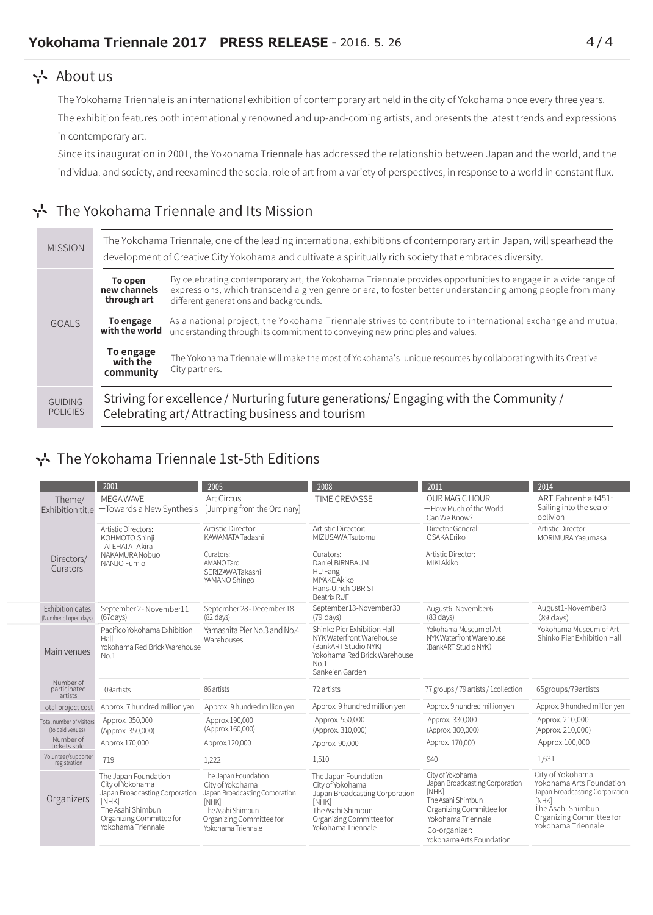## About us

The Yokohama Triennale is an international exhibition of contemporary art held in the city of Yokohama once every three years. The exhibition features both internationally renowned and up-and-coming artists, and presents the latest trends and expressions in contemporary art.

Since its inauguration in 2001, the Yokohama Triennale has addressed the relationship between Japan and the world, and the individual and society, and reexamined the social role of art from a variety of perspectives, in response to a world in constant flux.

## The Yokohama Triennale and Its Mission

| | | |
|---|---|---|
| MISSION | The Yokohama Triennale, one of the leading international exhibitions of contemporary art in Japan, will spearhead the development of Creative City Yokohama and cultivate a spiritually rich society that embraces diversity. | |
| GOALS | **To open new channels through art** | By celebrating contemporary art, the Yokohama Triennale provides opportunities to engage in a wide range of expressions, which transcend a given genre or era, to foster better understanding among people from many different generations and backgrounds. |
| | **To engage with the world** | As a national project, the Yokohama Triennale strives to contribute to international exchange and mutual understanding through its commitment to conveying new principles and values. |
| | **To engage with the community** | The Yokohama Triennale will make the most of Yokohama's unique resources by collaborating with its Creative City partners. |
| GUIDING POLICIES | Striving for excellence / Nurturing future generations/ Engaging with the Community / Celebrating art/ Attracting business and tourism | |

## The Yokohama Triennale 1st-5th Editions

| | 2001 | 2005 | 2008 | 2011 | 2014 |
|---|---|---|---|---|---|
| Theme/ Exhibition title | MEGA WAVE —Towards a New Synthesis | Art Circus [Jumping from the Ordinary] | TIME CREVASSE | OUR MAGIC HOUR —How Much of the World Can We Know? | ART Fahrenheit451: Sailing into the sea of oblivion |
| Directors/ Curators | Artistic Directors: KOHMOTO Shinji, TATEHATA Akira, NAKAMURA Nobuo, NANJO Fumio | Artistic Director: KAWAMATA Tadashi<br>Curators: AMANO Taro, SERIZAWA Takashi, YAMANO Shingo | Artistic Director: MIZUSAWA Tsutomu<br>Curators: Daniel BIRNBAUM, HU Fang, MIYAKE Akiko, Hans-Ulrich OBRIST, Beatrix RUF | Director General: OSAKA Eriko<br>Artistic Director: MIKI Akiko | Artistic Director: MORIMURA Yasumasa |
| Exhibition dates (Number of open days) | September 2 - November 11 (67days) | September 28 - December 18 (82 days) | September 13-November 30 (79 days) | August6 -November 6 (83 days) | August1-November3 (89 days) |
| Main venues | Pacifico Yokohama Exhibition Hall, Yokohama Red Brick Warehouse No.1 | Yamashita Pier No.3 and No.4 Warehouses | Shinko Pier Exhibition Hall, NYK Waterfront Warehouse (BankART Studio NYK), Yokohama Red Brick Warehouse No.1, Sankeien Garden | Yokohama Museum of Art, NYK Waterfront Warehouse (BankART Studio NYK) | Yokohama Museum of Art, Shinko Pier Exhibition Hall |
| Number of participated artists | 109artists | 86 artists | 72 artists | 77 groups / 79 artists / 1collection | 65groups/79artists |
| Total project cost | Approx. 7 hundred million yen | Approx. 9 hundred million yen | Approx. 9 hundred million yen | Approx. 9 hundred million yen | Approx. 9 hundred million yen |
| Total number of visitors (to paid venues) | Approx. 350,000 (Approx. 350,000) | Approx.190,000 (Approx.160,000) | Approx. 550,000 (Approx. 310,000) | Approx. 330,000 (Approx. 300,000) | Approx. 210,000 (Approx. 210,000) |
| Number of tickets sold | Approx.170,000 | Approx.120,000 | Approx. 90,000 | Approx. 170,000 | Approx.100,000 |
| Volunteer/supporter registration | 719 | 1,222 | 1,510 | 940 | 1,631 |
| Organizers | The Japan Foundation, City of Yokohama, Japan Broadcasting Corporation [NHK], The Asahi Shimbun, Organizing Committee for Yokohama Triennale | The Japan Foundation, City of Yokohama, Japan Broadcasting Corporation [NHK], The Asahi Shimbun, Organizing Committee for Yokohama Triennale | The Japan Foundation, City of Yokohama, Japan Broadcasting Corporation [NHK], The Asahi Shimbun, Organizing Committee for Yokohama Triennale | City of Yokohama, Japan Broadcasting Corporation [NHK], The Asahi Shimbun, Organizing Committee for Yokohama Triennale<br>Co-organizer: Yokohama Arts Foundation | City of Yokohama, Yokohama Arts Foundation, Japan Broadcasting Corporation [NHK], The Asahi Shimbun, Organizing Committee for Yokohama Triennale |